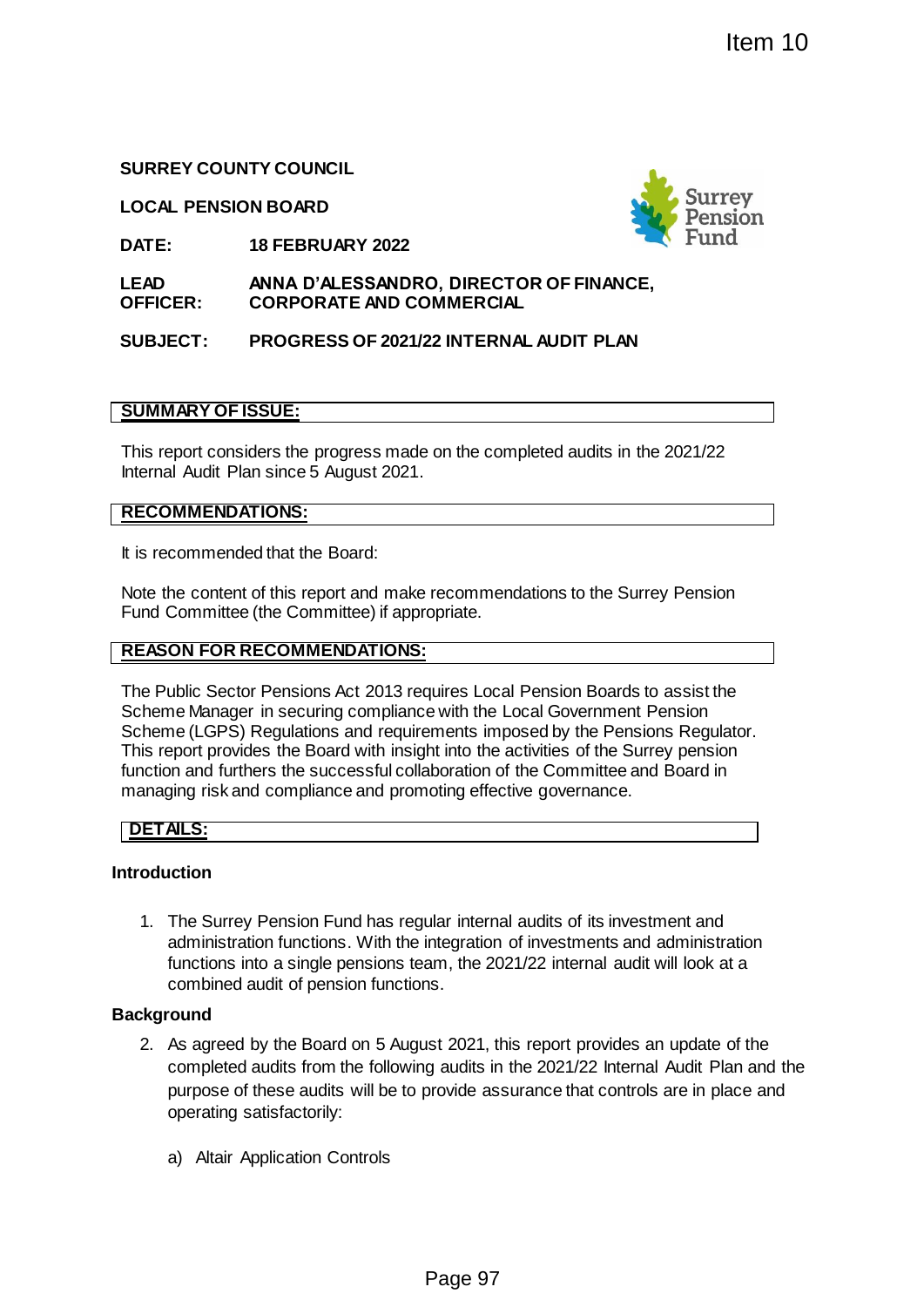Item 10

**SURREY COUNTY COUNCIL**

**LOCAL PENSION BOARD**

**DATE:** **18 FEBRUARY 2022**

**LEAD OFFICER:** **ANNA D'ALESSANDRO, DIRECTOR OF FINANCE, CORPORATE AND COMMERCIAL**

**SUBJECT:** **PROGRESS OF 2021/22 INTERNAL AUDIT PLAN**

## SUMMARY OF ISSUE:

This report considers the progress made on the completed audits in the 2021/22 Internal Audit Plan since 5 August 2021.

## RECOMMENDATIONS:

It is recommended that the Board:

Note the content of this report and make recommendations to the Surrey Pension Fund Committee (the Committee) if appropriate.

## REASON FOR RECOMMENDATIONS:

The Public Sector Pensions Act 2013 requires Local Pension Boards to assist the Scheme Manager in securing compliance with the Local Government Pension Scheme (LGPS) Regulations and requirements imposed by the Pensions Regulator. This report provides the Board with insight into the activities of the Surrey pension function and furthers the successful collaboration of the Committee and Board in managing risk and compliance and promoting effective governance.

## DETAILS:

### Introduction

1. The Surrey Pension Fund has regular internal audits of its investment and administration functions. With the integration of investments and administration functions into a single pensions team, the 2021/22 internal audit will look at a combined audit of pension functions.

### Background

2. As agreed by the Board on 5 August 2021, this report provides an update of the completed audits from the following audits in the 2021/22 Internal Audit Plan and the purpose of these audits will be to provide assurance that controls are in place and operating satisfactorily:

    a) Altair Application Controls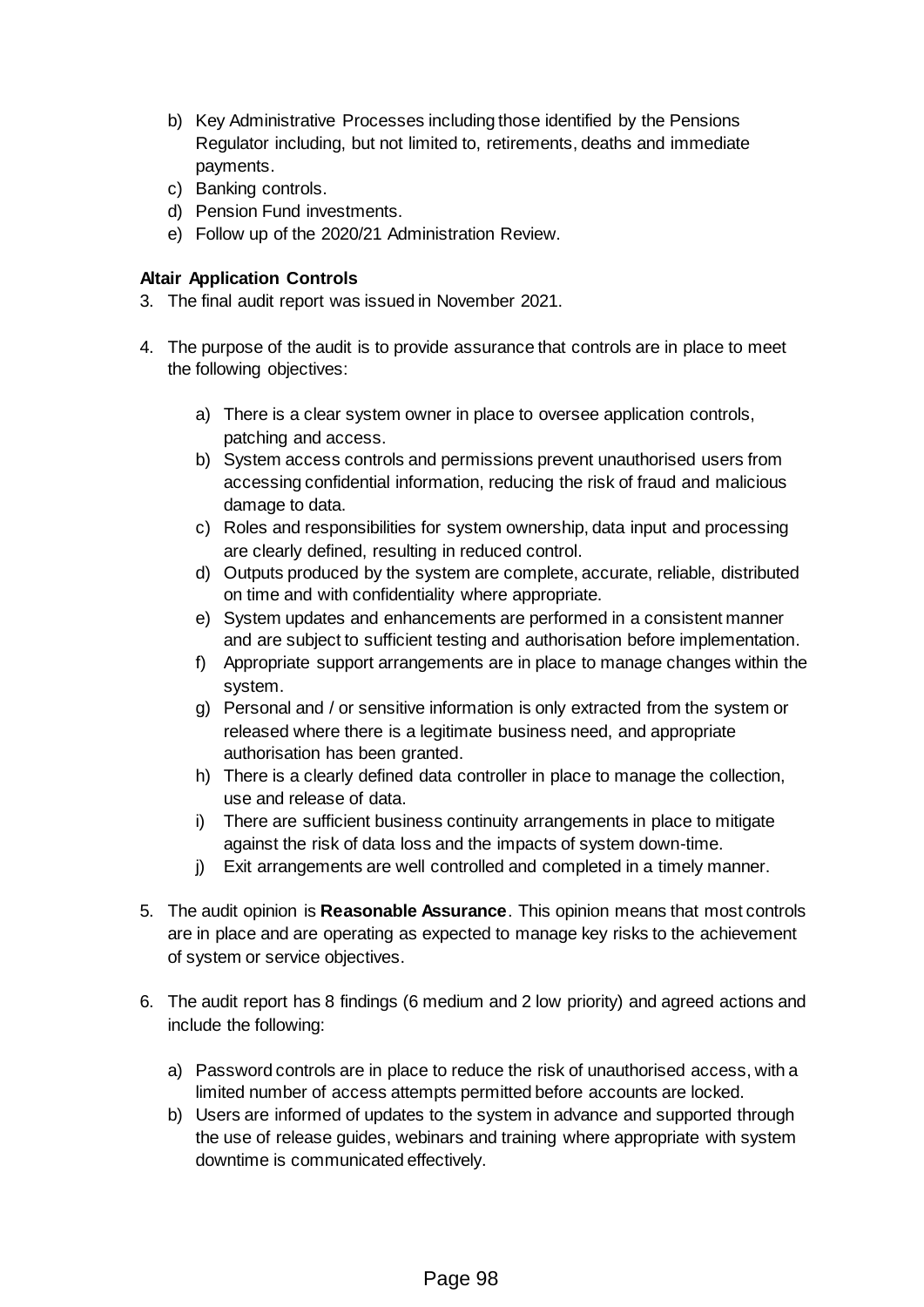b) Key Administrative Processes including those identified by the Pensions Regulator including, but not limited to, retirements, deaths and immediate payments.
c) Banking controls.
d) Pension Fund investments.
e) Follow up of the 2020/21 Administration Review.

**Altair Application Controls**

3. The final audit report was issued in November 2021.

4. The purpose of the audit is to provide assurance that controls are in place to meet the following objectives:

    a) There is a clear system owner in place to oversee application controls, patching and access.
    b) System access controls and permissions prevent unauthorised users from accessing confidential information, reducing the risk of fraud and malicious damage to data.
    c) Roles and responsibilities for system ownership, data input and processing are clearly defined, resulting in reduced control.
    d) Outputs produced by the system are complete, accurate, reliable, distributed on time and with confidentiality where appropriate.
    e) System updates and enhancements are performed in a consistent manner and are subject to sufficient testing and authorisation before implementation.
    f) Appropriate support arrangements are in place to manage changes within the system.
    g) Personal and / or sensitive information is only extracted from the system or released where there is a legitimate business need, and appropriate authorisation has been granted.
    h) There is a clearly defined data controller in place to manage the collection, use and release of data.
    i) There are sufficient business continuity arrangements in place to mitigate against the risk of data loss and the impacts of system down-time.
    j) Exit arrangements are well controlled and completed in a timely manner.

5. The audit opinion is **Reasonable Assurance**. This opinion means that most controls are in place and are operating as expected to manage key risks to the achievement of system or service objectives.

6. The audit report has 8 findings (6 medium and 2 low priority) and agreed actions and include the following:

    a) Password controls are in place to reduce the risk of unauthorised access, with a limited number of access attempts permitted before accounts are locked.
    b) Users are informed of updates to the system in advance and supported through the use of release guides, webinars and training where appropriate with system downtime is communicated effectively.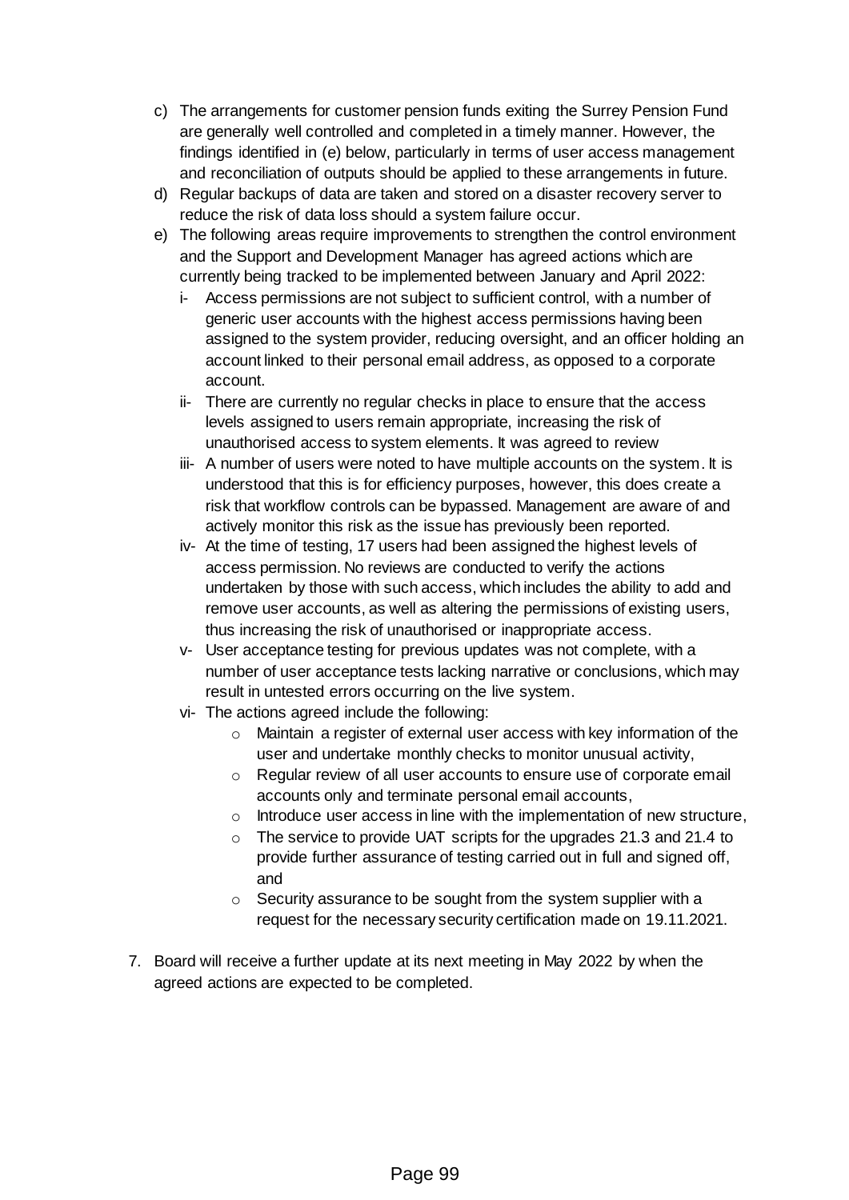c) The arrangements for customer pension funds exiting the Surrey Pension Fund are generally well controlled and completed in a timely manner. However, the findings identified in (e) below, particularly in terms of user access management and reconciliation of outputs should be applied to these arrangements in future.

d) Regular backups of data are taken and stored on a disaster recovery server to reduce the risk of data loss should a system failure occur.

e) The following areas require improvements to strengthen the control environment and the Support and Development Manager has agreed actions which are currently being tracked to be implemented between January and April 2022:

   i- Access permissions are not subject to sufficient control, with a number of generic user accounts with the highest access permissions having been assigned to the system provider, reducing oversight, and an officer holding an account linked to their personal email address, as opposed to a corporate account.

   ii- There are currently no regular checks in place to ensure that the access levels assigned to users remain appropriate, increasing the risk of unauthorised access to system elements. It was agreed to review

   iii- A number of users were noted to have multiple accounts on the system. It is understood that this is for efficiency purposes, however, this does create a risk that workflow controls can be bypassed. Management are aware of and actively monitor this risk as the issue has previously been reported.

   iv- At the time of testing, 17 users had been assigned the highest levels of access permission. No reviews are conducted to verify the actions undertaken by those with such access, which includes the ability to add and remove user accounts, as well as altering the permissions of existing users, thus increasing the risk of unauthorised or inappropriate access.

   v- User acceptance testing for previous updates was not complete, with a number of user acceptance tests lacking narrative or conclusions, which may result in untested errors occurring on the live system.

   vi- The actions agreed include the following:

      - Maintain a register of external user access with key information of the user and undertake monthly checks to monitor unusual activity,
      - Regular review of all user accounts to ensure use of corporate email accounts only and terminate personal email accounts,
      - Introduce user access in line with the implementation of new structure,
      - The service to provide UAT scripts for the upgrades 21.3 and 21.4 to provide further assurance of testing carried out in full and signed off, and
      - Security assurance to be sought from the system supplier with a request for the necessary security certification made on 19.11.2021.

7. Board will receive a further update at its next meeting in May 2022 by when the agreed actions are expected to be completed.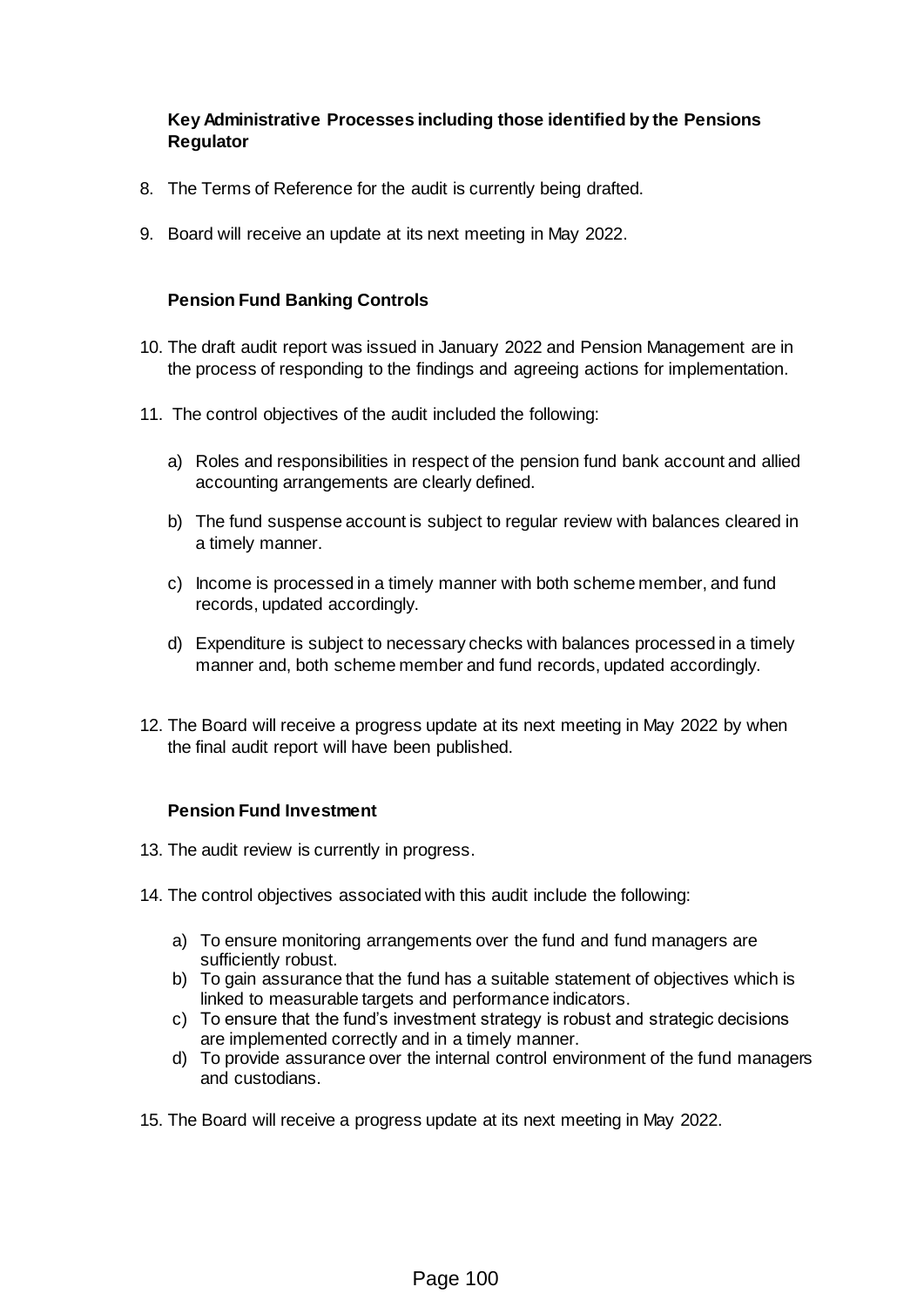**Key Administrative Processes including those identified by the Pensions Regulator**

8. The Terms of Reference for the audit is currently being drafted.

9. Board will receive an update at its next meeting in May 2022.

**Pension Fund Banking Controls**

10. The draft audit report was issued in January 2022 and Pension Management are in the process of responding to the findings and agreeing actions for implementation.

11. The control objectives of the audit included the following:

    a) Roles and responsibilities in respect of the pension fund bank account and allied accounting arrangements are clearly defined.

    b) The fund suspense account is subject to regular review with balances cleared in a timely manner.

    c) Income is processed in a timely manner with both scheme member, and fund records, updated accordingly.

    d) Expenditure is subject to necessary checks with balances processed in a timely manner and, both scheme member and fund records, updated accordingly.

12. The Board will receive a progress update at its next meeting in May 2022 by when the final audit report will have been published.

**Pension Fund Investment**

13. The audit review is currently in progress.

14. The control objectives associated with this audit include the following:

    a) To ensure monitoring arrangements over the fund and fund managers are sufficiently robust.
    b) To gain assurance that the fund has a suitable statement of objectives which is linked to measurable targets and performance indicators.
    c) To ensure that the fund's investment strategy is robust and strategic decisions are implemented correctly and in a timely manner.
    d) To provide assurance over the internal control environment of the fund managers and custodians.

15. The Board will receive a progress update at its next meeting in May 2022.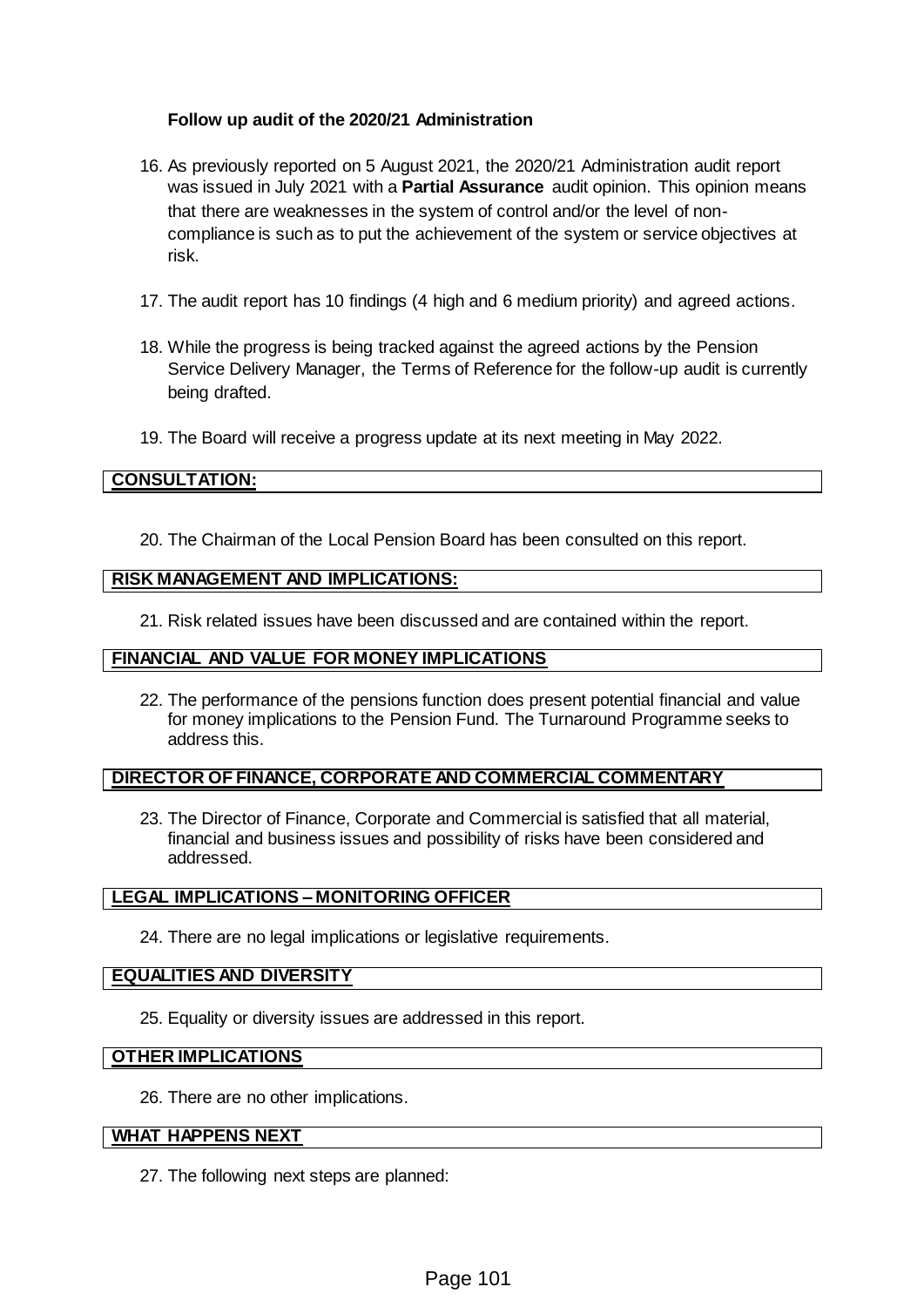**Follow up audit of the 2020/21 Administration**

16. As previously reported on 5 August 2021, the 2020/21 Administration audit report was issued in July 2021 with a **Partial Assurance** audit opinion. This opinion means that there are weaknesses in the system of control and/or the level of non-compliance is such as to put the achievement of the system or service objectives at risk.

17. The audit report has 10 findings (4 high and 6 medium priority) and agreed actions.

18. While the progress is being tracked against the agreed actions by the Pension Service Delivery Manager, the Terms of Reference for the follow-up audit is currently being drafted.

19. The Board will receive a progress update at its next meeting in May 2022.

## CONSULTATION:

20. The Chairman of the Local Pension Board has been consulted on this report.

## RISK MANAGEMENT AND IMPLICATIONS:

21. Risk related issues have been discussed and are contained within the report.

## FINANCIAL AND VALUE FOR MONEY IMPLICATIONS

22. The performance of the pensions function does present potential financial and value for money implications to the Pension Fund. The Turnaround Programme seeks to address this.

## DIRECTOR OF FINANCE, CORPORATE AND COMMERCIAL COMMENTARY

23. The Director of Finance, Corporate and Commercial is satisfied that all material, financial and business issues and possibility of risks have been considered and addressed.

## LEGAL IMPLICATIONS – MONITORING OFFICER

24. There are no legal implications or legislative requirements.

## EQUALITIES AND DIVERSITY

25. Equality or diversity issues are addressed in this report.

## OTHER IMPLICATIONS

26. There are no other implications.

## WHAT HAPPENS NEXT

27. The following next steps are planned: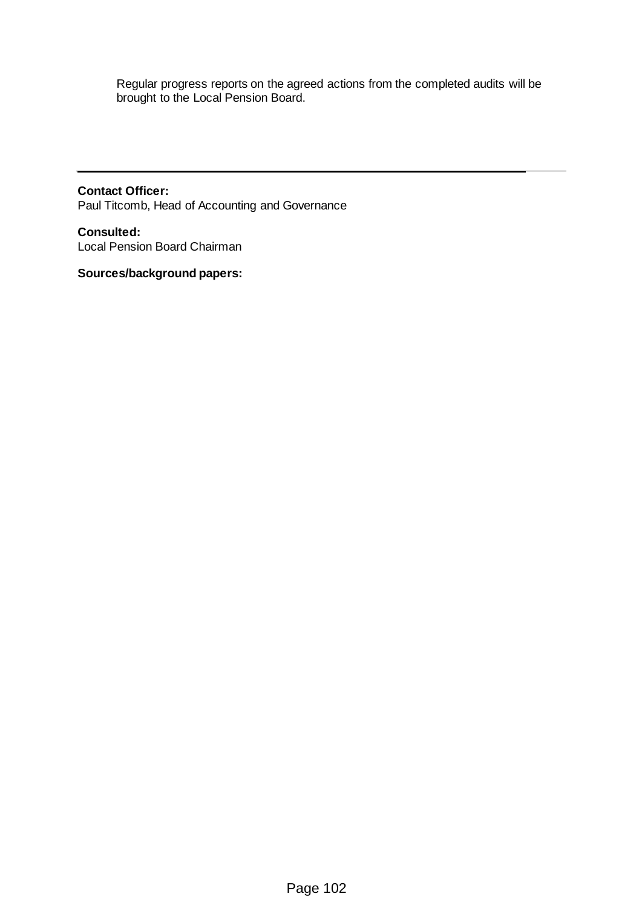Regular progress reports on the agreed actions from the completed audits will be brought to the Local Pension Board.

---

**Contact Officer:**
Paul Titcomb, Head of Accounting and Governance

**Consulted:**
Local Pension Board Chairman

**Sources/background papers:**